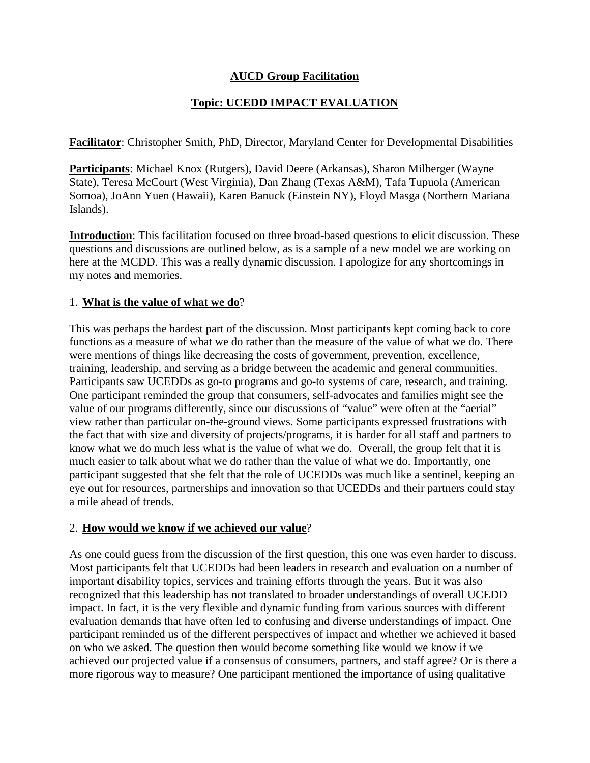**AUCD Group Facilitation**

**Topic: UCEDD IMPACT EVALUATION**

**Facilitator**: Christopher Smith, PhD, Director, Maryland Center for Developmental Disabilities

**Participants**: Michael Knox (Rutgers), David Deere (Arkansas), Sharon Milberger (Wayne State), Teresa McCourt (West Virginia), Dan Zhang (Texas A&M), Tafa Tupuola (American Somoa), JoAnn Yuen (Hawaii), Karen Banuck (Einstein NY), Floyd Masga (Northern Mariana Islands).

**Introduction**: This facilitation focused on three broad-based questions to elicit discussion. These questions and discussions are outlined below, as is a sample of a new model we are working on here at the MCDD. This was a really dynamic discussion. I apologize for any shortcomings in my notes and memories.

1. **What is the value of what we do**?

This was perhaps the hardest part of the discussion. Most participants kept coming back to core functions as a measure of what we do rather than the measure of the value of what we do. There were mentions of things like decreasing the costs of government, prevention, excellence, training, leadership, and serving as a bridge between the academic and general communities. Participants saw UCEDDs as go-to programs and go-to systems of care, research, and training. One participant reminded the group that consumers, self-advocates and families might see the value of our programs differently, since our discussions of "value" were often at the "aerial" view rather than particular on-the-ground views. Some participants expressed frustrations with the fact that with size and diversity of projects/programs, it is harder for all staff and partners to know what we do much less what is the value of what we do. Overall, the group felt that it is much easier to talk about what we do rather than the value of what we do. Importantly, one participant suggested that she felt that the role of UCEDDs was much like a sentinel, keeping an eye out for resources, partnerships and innovation so that UCEDDs and their partners could stay a mile ahead of trends.

2. **How would we know if we achieved our value**?

As one could guess from the discussion of the first question, this one was even harder to discuss. Most participants felt that UCEDDs had been leaders in research and evaluation on a number of important disability topics, services and training efforts through the years. But it was also recognized that this leadership has not translated to broader understandings of overall UCEDD impact. In fact, it is the very flexible and dynamic funding from various sources with different evaluation demands that have often led to confusing and diverse understandings of impact. One participant reminded us of the different perspectives of impact and whether we achieved it based on who we asked. The question then would become something like would we know if we achieved our projected value if a consensus of consumers, partners, and staff agree? Or is there a more rigorous way to measure? One participant mentioned the importance of using qualitative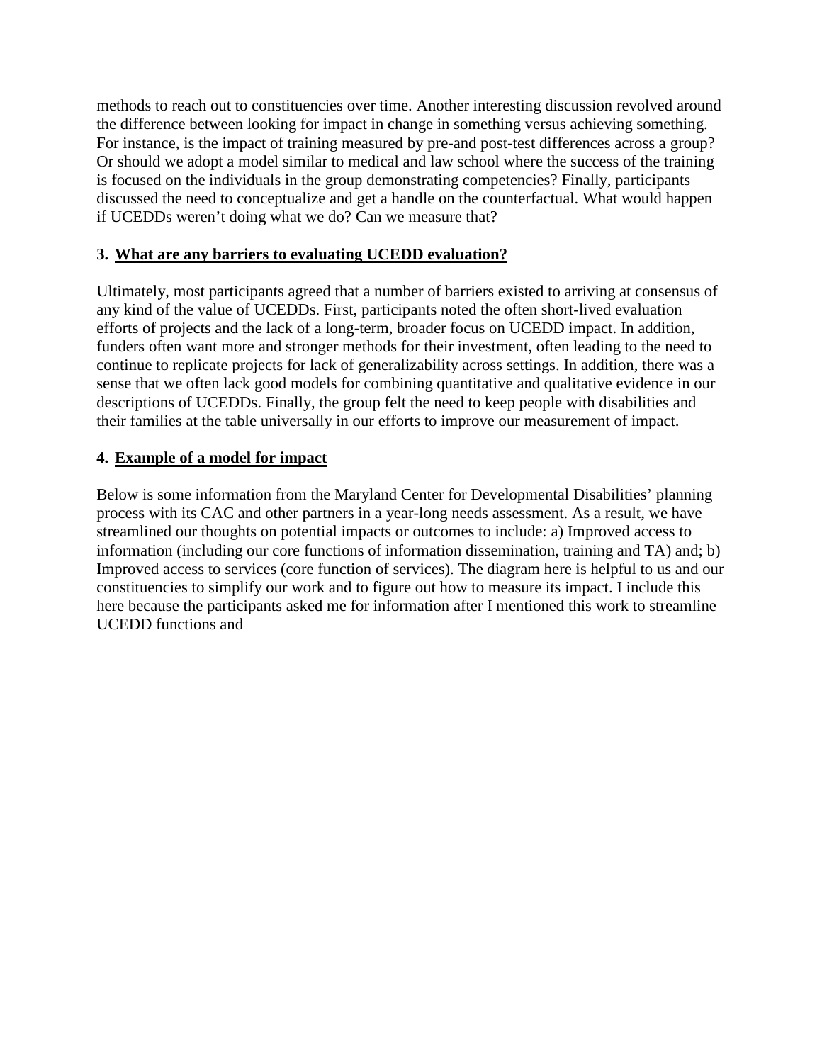methods to reach out to constituencies over time. Another interesting discussion revolved around the difference between looking for impact in change in something versus achieving something. For instance, is the impact of training measured by pre-and post-test differences across a group? Or should we adopt a model similar to medical and law school where the success of the training is focused on the individuals in the group demonstrating competencies? Finally, participants discussed the need to conceptualize and get a handle on the counterfactual. What would happen if UCEDDs weren't doing what we do? Can we measure that?

### 3. <u>What are any barriers to evaluating UCEDD evaluation?</u>

Ultimately, most participants agreed that a number of barriers existed to arriving at consensus of any kind of the value of UCEDDs. First, participants noted the often short-lived evaluation efforts of projects and the lack of a long-term, broader focus on UCEDD impact. In addition, funders often want more and stronger methods for their investment, often leading to the need to continue to replicate projects for lack of generalizability across settings. In addition, there was a sense that we often lack good models for combining quantitative and qualitative evidence in our descriptions of UCEDDs. Finally, the group felt the need to keep people with disabilities and their families at the table universally in our efforts to improve our measurement of impact.

### 4. <u>Example of a model for impact</u>

Below is some information from the Maryland Center for Developmental Disabilities' planning process with its CAC and other partners in a year-long needs assessment. As a result, we have streamlined our thoughts on potential impacts or outcomes to include: a) Improved access to information (including our core functions of information dissemination, training and TA) and; b) Improved access to services (core function of services). The diagram here is helpful to us and our constituencies to simplify our work and to figure out how to measure its impact. I include this here because the participants asked me for information after I mentioned this work to streamline UCEDD functions and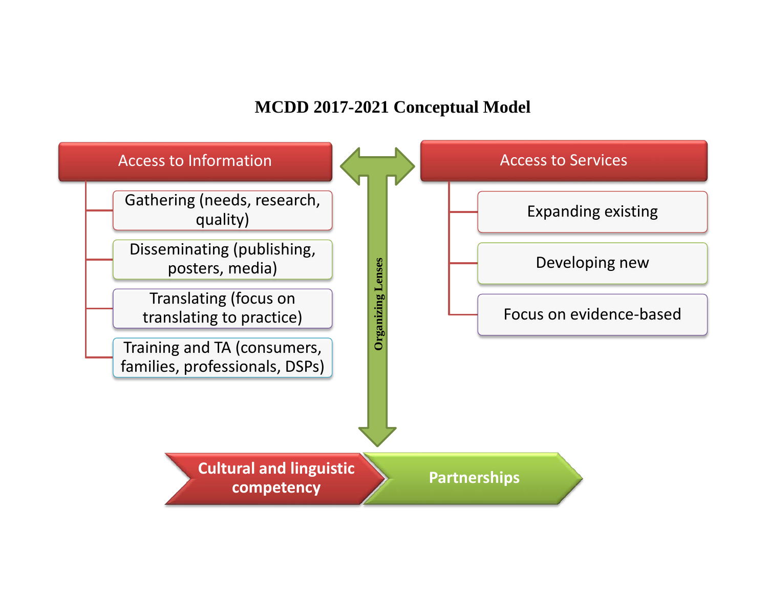**MCDD 2017-2021 Conceptual Model**

Access to Information

- Gathering (needs, research, quality)
- Disseminating (publishing, posters, media)
- Translating (focus on translating to practice)
- Training and TA (consumers, families, professionals, DSPs)

Organizing Lenses

Access to Services

- Expanding existing
- Developing new
- Focus on evidence-based

Cultural and linguistic competency

Partnerships